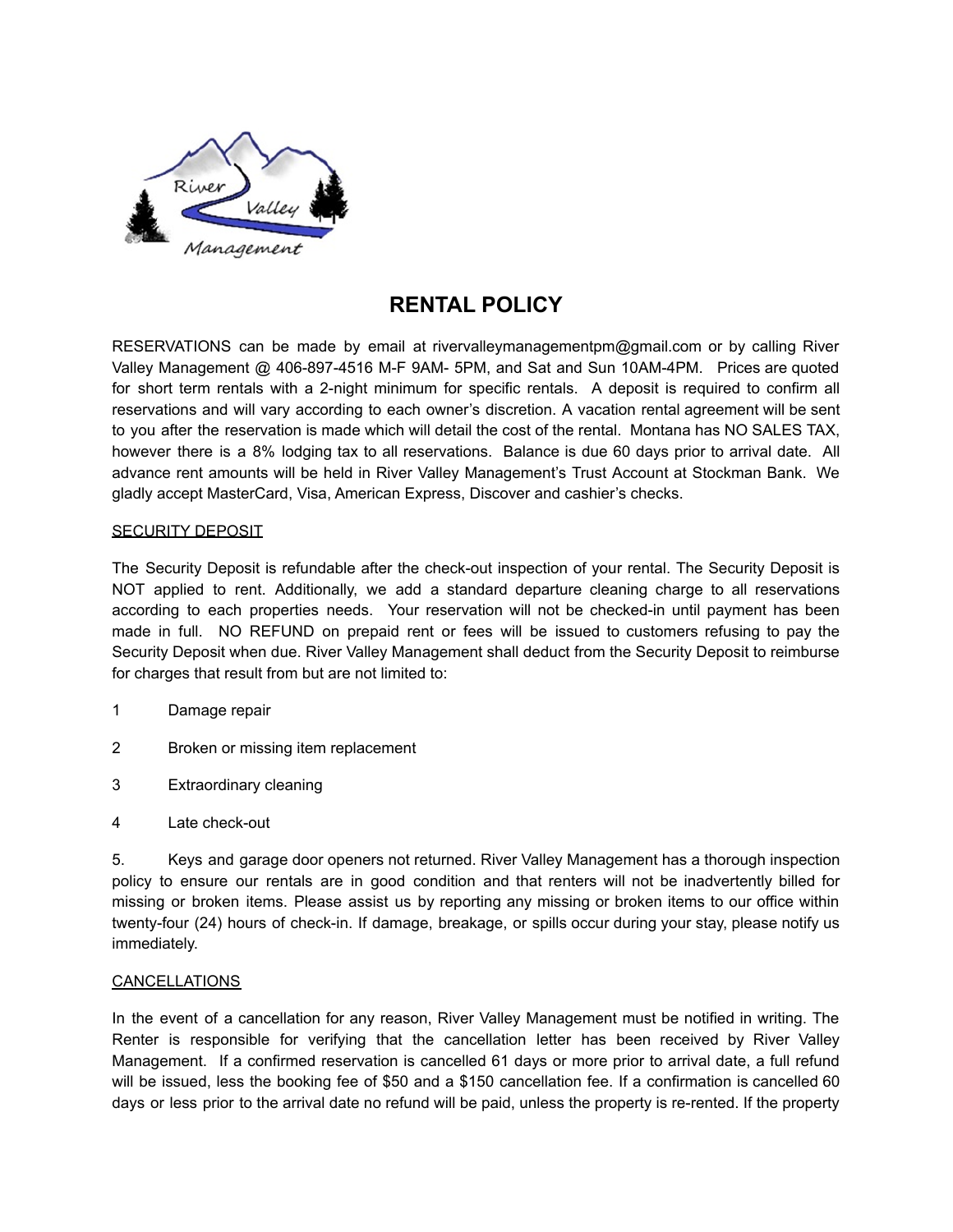# RENTAL POLICY

RESERVATIONS can be made by email at rivervalleymanagementpm@gmail.com or by calling River Valley Management @ 406-897-4516 M-F 9AM- 5PM, and Sat and Sun 10AM-4PM. Prices are quoted for short term rentals with a 2-night minimum for specific rentals. A deposit is required to confirm all reservations and will vary according to each owner's discretion. A vacation rental agreement will be sent to you after the reservation is made which will detail the cost of the rental. Montana has NO SALES TAX, however there is a 8% lodging tax to all reservations. Balance is due 60 days prior to arrival date. All advance rent amounts will be held in River Valley Management's Trust Account at Stockman Bank. We gladly accept MasterCard, Visa, American Express, Discover and cashier's checks.

## SECURITY DEPOSIT

The Security Deposit is refundable after the check-out inspection of your rental. The Security Deposit is NOT applied to rent. Additionally, we add a standard departure cleaning charge to all reservations according to each properties needs. Your reservation will not be checked-in until payment has been made in full. NO REFUND on prepaid rent or fees will be issued to customers refusing to pay the Security Deposit when due. River Valley Management shall deduct from the Security Deposit to reimburse for charges that result from but are not limited to:

1. Damage repair
2. Broken or missing item replacement
3. Extraordinary cleaning
4. Late check-out
5. Keys and garage door openers not returned. River Valley Management has a thorough inspection policy to ensure our rentals are in good condition and that renters will not be inadvertently billed for missing or broken items. Please assist us by reporting any missing or broken items to our office within twenty-four (24) hours of check-in. If damage, breakage, or spills occur during your stay, please notify us immediately.

## CANCELLATIONS

In the event of a cancellation for any reason, River Valley Management must be notified in writing. The Renter is responsible for verifying that the cancellation letter has been received by River Valley Management. If a confirmed reservation is cancelled 61 days or more prior to arrival date, a full refund will be issued, less the booking fee of $50 and a $150 cancellation fee. If a confirmation is cancelled 60 days or less prior to the arrival date no refund will be paid, unless the property is re-rented. If the property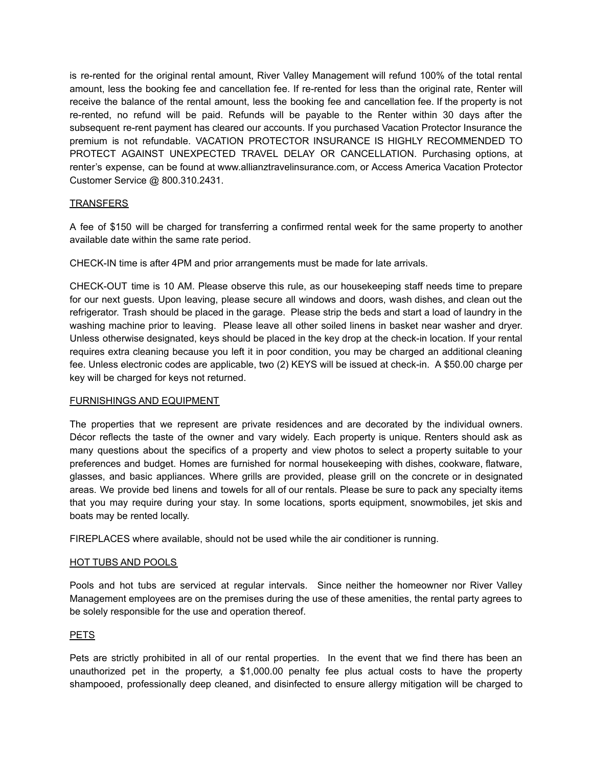is re-rented for the original rental amount, River Valley Management will refund 100% of the total rental amount, less the booking fee and cancellation fee. If re-rented for less than the original rate, Renter will receive the balance of the rental amount, less the booking fee and cancellation fee. If the property is not re-rented, no refund will be paid. Refunds will be payable to the Renter within 30 days after the subsequent re-rent payment has cleared our accounts. If you purchased Vacation Protector Insurance the premium is not refundable. VACATION PROTECTOR INSURANCE IS HIGHLY RECOMMENDED TO PROTECT AGAINST UNEXPECTED TRAVEL DELAY OR CANCELLATION. Purchasing options, at renter's expense, can be found at www.allianztravelinsurance.com, or Access America Vacation Protector Customer Service @ 800.310.2431.

## TRANSFERS

A fee of $150 will be charged for transferring a confirmed rental week for the same property to another available date within the same rate period.

CHECK-IN time is after 4PM and prior arrangements must be made for late arrivals.

CHECK-OUT time is 10 AM. Please observe this rule, as our housekeeping staff needs time to prepare for our next guests. Upon leaving, please secure all windows and doors, wash dishes, and clean out the refrigerator. Trash should be placed in the garage. Please strip the beds and start a load of laundry in the washing machine prior to leaving. Please leave all other soiled linens in basket near washer and dryer. Unless otherwise designated, keys should be placed in the key drop at the check-in location. If your rental requires extra cleaning because you left it in poor condition, you may be charged an additional cleaning fee. Unless electronic codes are applicable, two (2) KEYS will be issued at check-in. A $50.00 charge per key will be charged for keys not returned.

## FURNISHINGS AND EQUIPMENT

The properties that we represent are private residences and are decorated by the individual owners. Décor reflects the taste of the owner and vary widely. Each property is unique. Renters should ask as many questions about the specifics of a property and view photos to select a property suitable to your preferences and budget. Homes are furnished for normal housekeeping with dishes, cookware, flatware, glasses, and basic appliances. Where grills are provided, please grill on the concrete or in designated areas. We provide bed linens and towels for all of our rentals. Please be sure to pack any specialty items that you may require during your stay. In some locations, sports equipment, snowmobiles, jet skis and boats may be rented locally.

FIREPLACES where available, should not be used while the air conditioner is running.

## HOT TUBS AND POOLS

Pools and hot tubs are serviced at regular intervals. Since neither the homeowner nor River Valley Management employees are on the premises during the use of these amenities, the rental party agrees to be solely responsible for the use and operation thereof.

## PETS

Pets are strictly prohibited in all of our rental properties. In the event that we find there has been an unauthorized pet in the property, a $1,000.00 penalty fee plus actual costs to have the property shampooed, professionally deep cleaned, and disinfected to ensure allergy mitigation will be charged to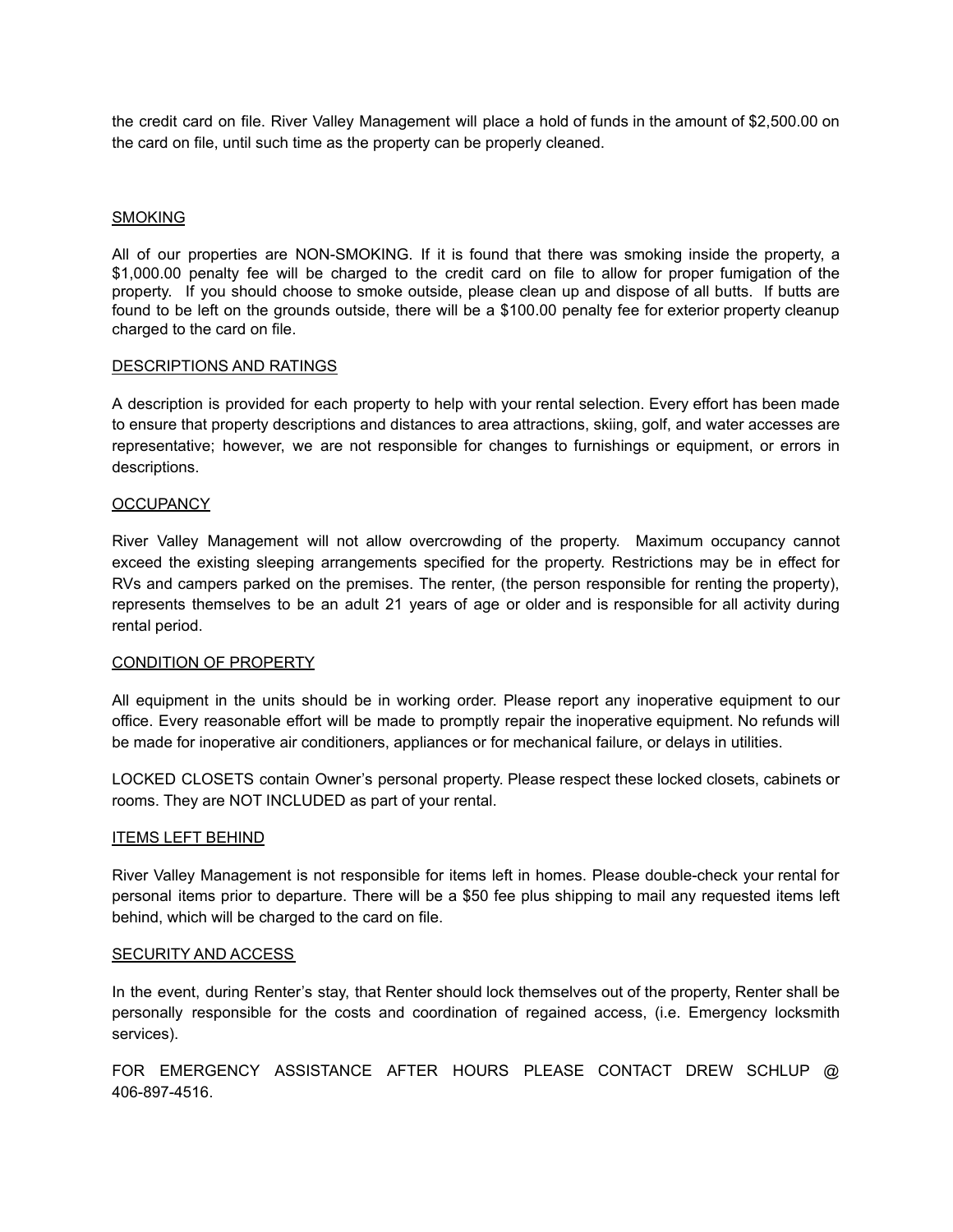the credit card on file. River Valley Management will place a hold of funds in the amount of $2,500.00 on the card on file, until such time as the property can be properly cleaned.

## SMOKING

All of our properties are NON-SMOKING. If it is found that there was smoking inside the property, a $1,000.00 penalty fee will be charged to the credit card on file to allow for proper fumigation of the property. If you should choose to smoke outside, please clean up and dispose of all butts. If butts are found to be left on the grounds outside, there will be a $100.00 penalty fee for exterior property cleanup charged to the card on file.

## DESCRIPTIONS AND RATINGS

A description is provided for each property to help with your rental selection. Every effort has been made to ensure that property descriptions and distances to area attractions, skiing, golf, and water accesses are representative; however, we are not responsible for changes to furnishings or equipment, or errors in descriptions.

## OCCUPANCY

River Valley Management will not allow overcrowding of the property. Maximum occupancy cannot exceed the existing sleeping arrangements specified for the property. Restrictions may be in effect for RVs and campers parked on the premises. The renter, (the person responsible for renting the property), represents themselves to be an adult 21 years of age or older and is responsible for all activity during rental period.

## CONDITION OF PROPERTY

All equipment in the units should be in working order. Please report any inoperative equipment to our office. Every reasonable effort will be made to promptly repair the inoperative equipment. No refunds will be made for inoperative air conditioners, appliances or for mechanical failure, or delays in utilities.

LOCKED CLOSETS contain Owner's personal property. Please respect these locked closets, cabinets or rooms. They are NOT INCLUDED as part of your rental.

## ITEMS LEFT BEHIND

River Valley Management is not responsible for items left in homes. Please double-check your rental for personal items prior to departure. There will be a $50 fee plus shipping to mail any requested items left behind, which will be charged to the card on file.

## SECURITY AND ACCESS

In the event, during Renter's stay, that Renter should lock themselves out of the property, Renter shall be personally responsible for the costs and coordination of regained access, (i.e. Emergency locksmith services).

FOR EMERGENCY ASSISTANCE AFTER HOURS PLEASE CONTACT DREW SCHLUP @ 406-897-4516.